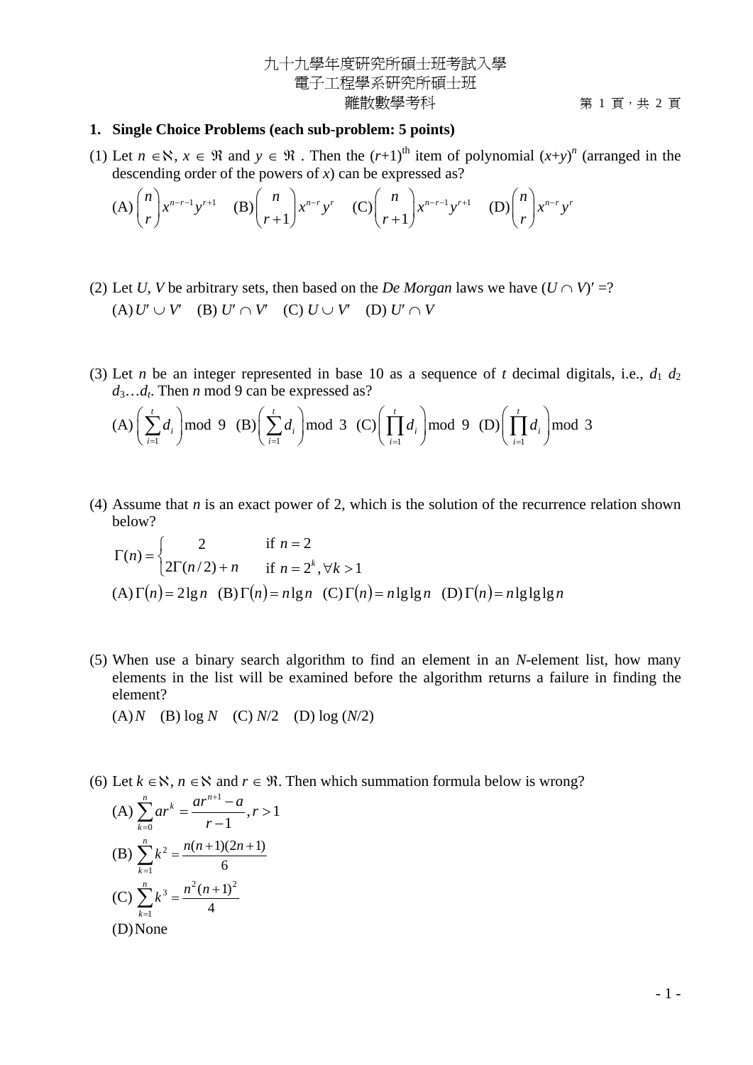九十九學年度研究所碩士班考試入學
電子工程學系研究所碩士班
離散數學考科

## 1. Single Choice Problems (each sub-problem: 5 points)

(1) Let $n \in \aleph$, $x \in \Re$ and $y \in \Re$ . Then the $(r+1)^{\text{th}}$ item of polynomial $(x+y)^n$ (arranged in the descending order of the powers of $x$) can be expressed as?

(A) $\binom{n}{r} x^{n-r-1} y^{r+1}$ (B) $\binom{n}{r+1} x^{n-r} y^{r}$ (C) $\binom{n}{r+1} x^{n-r-1} y^{r+1}$ (D) $\binom{n}{r} x^{n-r} y^{r}$

(2) Let $U$, $V$ be arbitrary sets, then based on the *De Morgan* laws we have $(U \cap V)' =$?

(A) $U' \cup V'$ (B) $U' \cap V'$ (C) $U \cup V'$ (D) $U' \cap V$

(3) Let $n$ be an integer represented in base 10 as a sequence of $t$ decimal digitals, i.e., $d_1\ d_2\ d_3 \ldots d_t$. Then $n$ mod 9 can be expressed as?

(A) $\left(\sum_{i=1}^{t} d_i\right) \bmod 9$ (B) $\left(\sum_{i=1}^{t} d_i\right) \bmod 3$ (C) $\left(\prod_{i=1}^{t} d_i\right) \bmod 9$ (D) $\left(\prod_{i=1}^{t} d_i\right) \bmod 3$

(4) Assume that $n$ is an exact power of 2, which is the solution of the recurrence relation shown below?

$$\Gamma(n) = \begin{cases} 2 & \text{if } n = 2 \\ 2\Gamma(n/2) + n & \text{if } n = 2^k, \forall k > 1 \end{cases}$$

(A) $\Gamma(n) = 2\lg n$ (B) $\Gamma(n) = n\lg n$ (C) $\Gamma(n) = n\lg\lg n$ (D) $\Gamma(n) = n\lg\lg\lg n$

(5) When use a binary search algorithm to find an element in an $N$-element list, how many elements in the list will be examined before the algorithm returns a failure in finding the element?

(A) $N$ (B) $\log N$ (C) $N/2$ (D) $\log (N/2)$

(6) Let $k \in \aleph$, $n \in \aleph$ and $r \in \Re$. Then which summation formula below is wrong?

(A) $\sum_{k=0}^{n} ar^k = \frac{ar^{n+1} - a}{r-1}, r > 1$

(B) $\sum_{k=1}^{n} k^2 = \frac{n(n+1)(2n+1)}{6}$

(C) $\sum_{k=1}^{n} k^3 = \frac{n^2(n+1)^2}{4}$

(D) None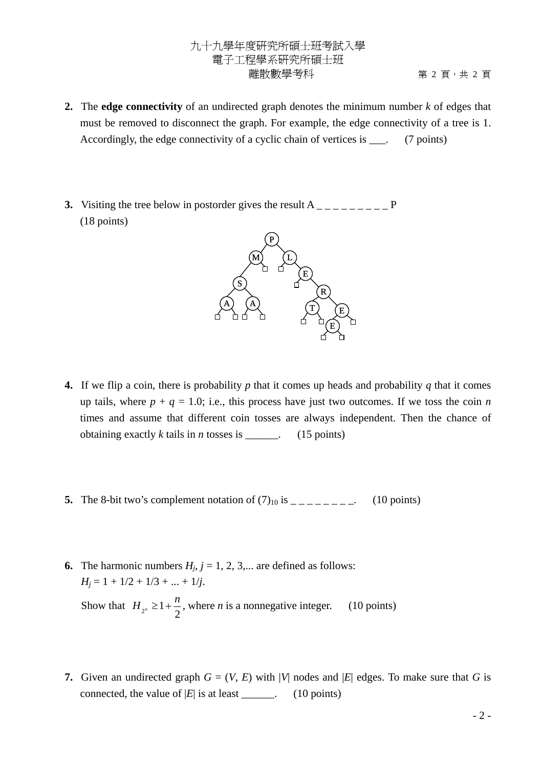九十九學年度研究所碩士班考試入學
電子工程學系研究所碩士班
離散數學考科

**2.** The **edge connectivity** of an undirected graph denotes the minimum number $k$ of edges that must be removed to disconnect the graph. For example, the edge connectivity of a tree is 1. Accordingly, the edge connectivity of a cyclic chain of vertices is ___. (7 points)

**3.** Visiting the tree below in postorder gives the result A _ _ _ _ _ _ _ _ _ _ P (18 points)

P
M L
E
S
R
A A
T E
E

**4.** If we flip a coin, there is probability $p$ that it comes up heads and probability $q$ that it comes up tails, where $p + q = 1.0$; i.e., this process have just two outcomes. If we toss the coin $n$ times and assume that different coin tosses are always independent. Then the chance of obtaining exactly $k$ tails in $n$ tosses is ______. (15 points)

**5.** The 8-bit two's complement notation of $(7)_{10}$ is _ _ _ _ _ _ _ _. (10 points)

**6.** The harmonic numbers $H_j$, $j = 1, 2, 3, \ldots$ are defined as follows:
$H_j = 1 + 1/2 + 1/3 + \ldots + 1/j$.
Show that $H_{2^n} \geq 1 + \dfrac{n}{2}$, where $n$ is a nonnegative integer. (10 points)

**7.** Given an undirected graph $G = (V, E)$ with $|V|$ nodes and $|E|$ edges. To make sure that $G$ is connected, the value of $|E|$ is at least ______. (10 points)